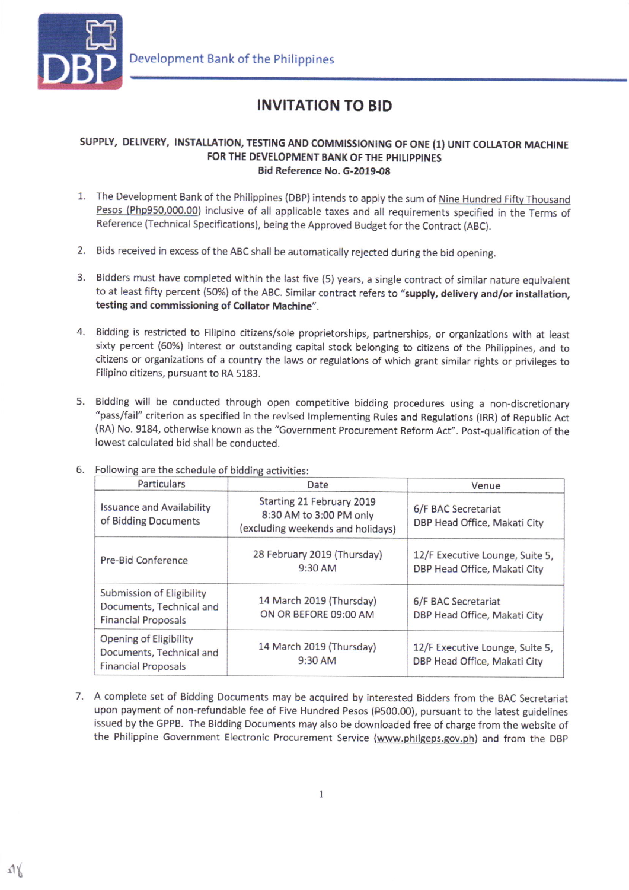Development Bank of the Philippines

# INVITATION TO BID

**SUPPLY, DELIVERY, INSTALLATION, TESTING AND COMMISSIONING OF ONE (1) UNIT COLLATOR MACHINE FOR THE DEVELOPMENT BANK OF THE PHILIPPINES**
**Bid Reference No. G-2019-08**

1. The Development Bank of the Philippines (DBP) intends to apply the sum of Nine Hundred Fifty Thousand Pesos (Php950,000.00) inclusive of all applicable taxes and all requirements specified in the Terms of Reference (Technical Specifications), being the Approved Budget for the Contract (ABC).

2. Bids received in excess of the ABC shall be automatically rejected during the bid opening.

3. Bidders must have completed within the last five (5) years, a single contract of similar nature equivalent to at least fifty percent (50%) of the ABC. Similar contract refers to "**supply, delivery and/or installation, testing and commissioning of Collator Machine**".

4. Bidding is restricted to Filipino citizens/sole proprietorships, partnerships, or organizations with at least sixty percent (60%) interest or outstanding capital stock belonging to citizens of the Philippines, and to citizens or organizations of a country the laws or regulations of which grant similar rights or privileges to Filipino citizens, pursuant to RA 5183.

5. Bidding will be conducted through open competitive bidding procedures using a non-discretionary "pass/fail" criterion as specified in the revised Implementing Rules and Regulations (IRR) of Republic Act (RA) No. 9184, otherwise known as the "Government Procurement Reform Act". Post-qualification of the lowest calculated bid shall be conducted.

6. Following are the schedule of bidding activities:

| Particulars | Date | Venue |
|---|---|---|
| Issuance and Availability of Bidding Documents | Starting 21 February 2019 8:30 AM to 3:00 PM only (excluding weekends and holidays) | 6/F BAC Secretariat DBP Head Office, Makati City |
| Pre-Bid Conference | 28 February 2019 (Thursday) 9:30 AM | 12/F Executive Lounge, Suite 5, DBP Head Office, Makati City |
| Submission of Eligibility Documents, Technical and Financial Proposals | 14 March 2019 (Thursday) ON OR BEFORE 09:00 AM | 6/F BAC Secretariat DBP Head Office, Makati City |
| Opening of Eligibility Documents, Technical and Financial Proposals | 14 March 2019 (Thursday) 9:30 AM | 12/F Executive Lounge, Suite 5, DBP Head Office, Makati City |

7. A complete set of Bidding Documents may be acquired by interested Bidders from the BAC Secretariat upon payment of non-refundable fee of Five Hundred Pesos (₱500.00), pursuant to the latest guidelines issued by the GPPB. The Bidding Documents may also be downloaded free of charge from the website of the Philippine Government Electronic Procurement Service (www.philgeps.gov.ph) and from the DBP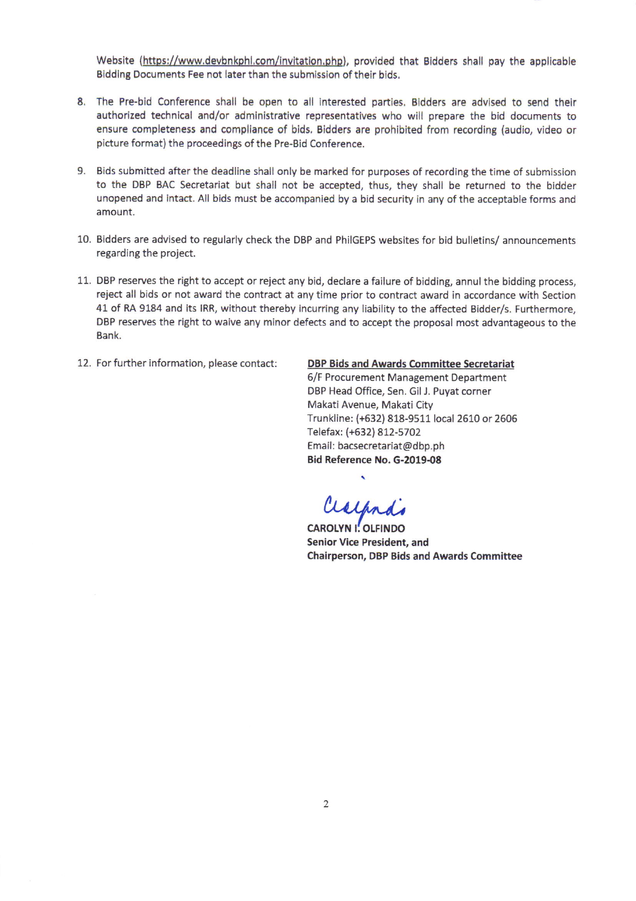Website (https://www.devbnkphl.com/invitation.php), provided that Bidders shall pay the applicable Bidding Documents Fee not later than the submission of their bids.

8. The Pre-bid Conference shall be open to all interested parties. Bidders are advised to send their authorized technical and/or administrative representatives who will prepare the bid documents to ensure completeness and compliance of bids. Bidders are prohibited from recording (audio, video or picture format) the proceedings of the Pre-Bid Conference.

9. Bids submitted after the deadline shall only be marked for purposes of recording the time of submission to the DBP BAC Secretariat but shall not be accepted, thus, they shall be returned to the bidder unopened and intact. All bids must be accompanied by a bid security in any of the acceptable forms and amount.

10. Bidders are advised to regularly check the DBP and PhilGEPS websites for bid bulletins/ announcements regarding the project.

11. DBP reserves the right to accept or reject any bid, declare a failure of bidding, annul the bidding process, reject all bids or not award the contract at any time prior to contract award in accordance with Section 41 of RA 9184 and its IRR, without thereby incurring any liability to the affected Bidder/s. Furthermore, DBP reserves the right to waive any minor defects and to accept the proposal most advantageous to the Bank.

12. For further information, please contact:

**DBP Bids and Awards Committee Secretariat**
6/F Procurement Management Department
DBP Head Office, Sen. Gil J. Puyat corner
Makati Avenue, Makati City
Trunkline: (+632) 818-9511 local 2610 or 2606
Telefax: (+632) 812-5702
Email: bacsecretariat@dbp.ph
**Bid Reference No. G-2019-08**

**CAROLYN I. OLFINDO**
**Senior Vice President, and**
**Chairperson, DBP Bids and Awards Committee**